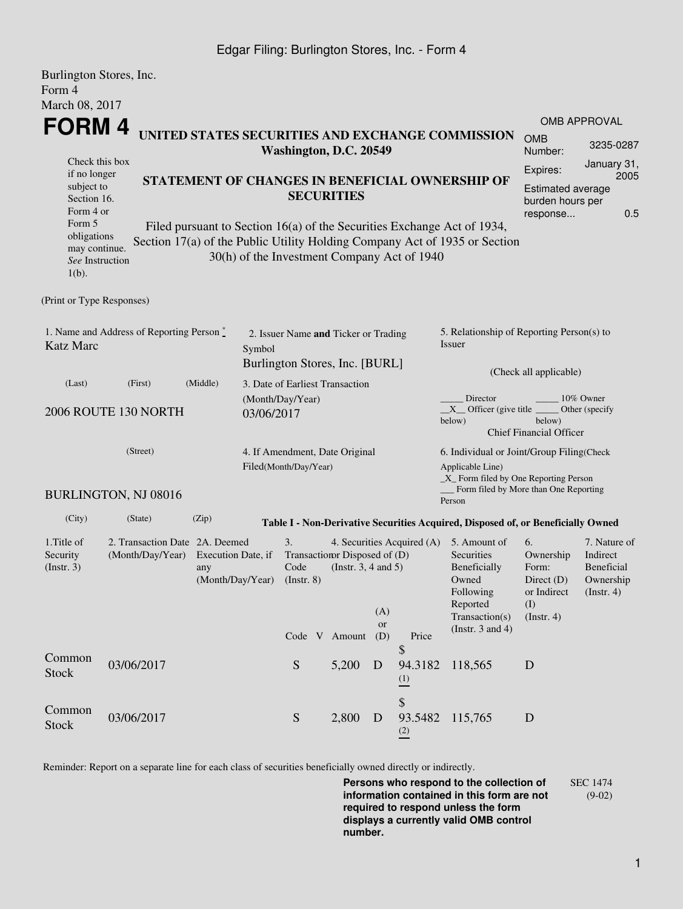Burlington Stores, Inc.
Form 4
March 08, 2017

# FORM 4

**UNITED STATES SECURITIES AND EXCHANGE COMMISSION**
**Washington, D.C. 20549**

Check this box if no longer subject to Section 16. Form 4 or Form 5 obligations may continue. *See* Instruction 1(b).

## STATEMENT OF CHANGES IN BENEFICIAL OWNERSHIP OF SECURITIES

Filed pursuant to Section 16(a) of the Securities Exchange Act of 1934, Section 17(a) of the Public Utility Holding Company Act of 1935 or Section 30(h) of the Investment Company Act of 1940

| OMB APPROVAL | |
|---|---|
| OMB Number: | 3235-0287 |
| Expires: | January 31, 2005 |
| Estimated average burden hours per response... | 0.5 |

(Print or Type Responses)

1. Name and Address of Reporting Person *
Katz Marc

(Last) (First) (Middle)

2006 ROUTE 130 NORTH

(Street)

BURLINGTON, NJ 08016

(City) (State) (Zip)

2. Issuer Name **and** Ticker or Trading Symbol
Burlington Stores, Inc. [BURL]

3. Date of Earliest Transaction (Month/Day/Year)
03/06/2017

4. If Amendment, Date Original Filed(Month/Day/Year)

5. Relationship of Reporting Person(s) to Issuer

(Check all applicable)

_____ Director _____ 10% Owner
__X__ Officer (give title below) _____ Other (specify below)
Chief Financial Officer

6. Individual or Joint/Group Filing(Check Applicable Line)
_X_ Form filed by One Reporting Person
___ Form filed by More than One Reporting Person

**Table I - Non-Derivative Securities Acquired, Disposed of, or Beneficially Owned**

| 1.Title of Security (Instr. 3) | 2. Transaction Date (Month/Day/Year) | 2A. Deemed Execution Date, if any (Month/Day/Year) | 3. Transaction Code (Instr. 8) | | 4. Securities Acquired (A) or Disposed of (D) (Instr. 3, 4 and 5) | | | 5. Amount of Securities Beneficially Owned Following Reported Transaction(s) (Instr. 3 and 4) | 6. Ownership Form: Direct (D) or Indirect (I) (Instr. 4) | 7. Nature of Indirect Beneficial Ownership (Instr. 4) |
|---|---|---|---|---|---|---|---|---|---|---|
| | | | Code | V | Amount | (A) or (D) | Price | | | |
| Common Stock | 03/06/2017 | | S | | 5,200 | D | $ 94.3182 (1) | 118,565 | D | |
| Common Stock | 03/06/2017 | | S | | 2,800 | D | $ 93.5482 (2) | 115,765 | D | |

Reminder: Report on a separate line for each class of securities beneficially owned directly or indirectly.

**Persons who respond to the collection of information contained in this form are not required to respond unless the form displays a currently valid OMB control number.**

SEC 1474 (9-02)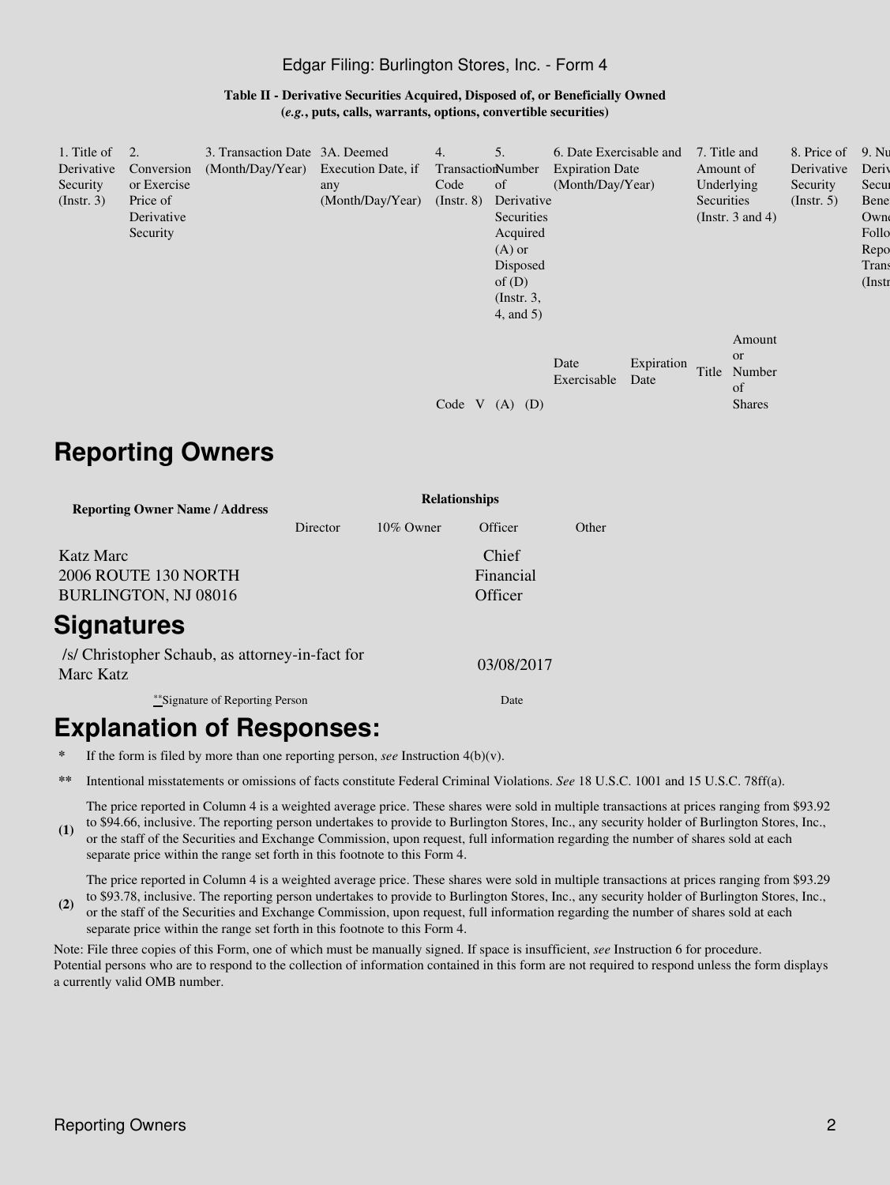Table II - Derivative Securities Acquired, Disposed of, or Beneficially Owned
(*e.g.*, puts, calls, warrants, options, convertible securities)

| 1. Title of Derivative Security (Instr. 3) | 2. Conversion or Exercise Price of Derivative Security | 3. Transaction Date (Month/Day/Year) | 3A. Deemed Execution Date, if any (Month/Day/Year) | 4. Transaction Code (Instr. 8) | | 5. Number of Derivative Securities Acquired (A) or Disposed of (D) (Instr. 3, 4, and 5) | | 6. Date Exercisable and Expiration Date (Month/Day/Year) | | 7. Title and Amount of Underlying Securities (Instr. 3 and 4) | | 8. Price of Derivative Security (Instr. 5) | 9. Nu Deriv Secur Bene Owne Follo Repo Trans (Instr |
|---|---|---|---|---|---|---|---|---|---|---|---|---|---|
| | | | | Code | V | (A) | (D) | Date Exercisable | Expiration Date | Title | Amount or Number of Shares | | |

## Reporting Owners

| Reporting Owner Name / Address | Relationships | | | |
|---|---|---|---|---|
| | Director | 10% Owner | Officer | Other |
| Katz Marc<br>2006 ROUTE 130 NORTH<br>BURLINGTON, NJ 08016 | | | Chief Financial Officer | |

## Signatures

| | |
|---|---|
| /s/ Christopher Schaub, as attorney-in-fact for Marc Katz | 03/08/2017 |
| **Signature of Reporting Person | Date |

## Explanation of Responses:

\* If the form is filed by more than one reporting person, *see* Instruction 4(b)(v).

\*\* Intentional misstatements or omissions of facts constitute Federal Criminal Violations. *See* 18 U.S.C. 1001 and 15 U.S.C. 78ff(a).

**(1)** The price reported in Column 4 is a weighted average price. These shares were sold in multiple transactions at prices ranging from $93.92 to $94.66, inclusive. The reporting person undertakes to provide to Burlington Stores, Inc., any security holder of Burlington Stores, Inc., or the staff of the Securities and Exchange Commission, upon request, full information regarding the number of shares sold at each separate price within the range set forth in this footnote to this Form 4.

**(2)** The price reported in Column 4 is a weighted average price. These shares were sold in multiple transactions at prices ranging from $93.29 to $93.78, inclusive. The reporting person undertakes to provide to Burlington Stores, Inc., any security holder of Burlington Stores, Inc., or the staff of the Securities and Exchange Commission, upon request, full information regarding the number of shares sold at each separate price within the range set forth in this footnote to this Form 4.

Note: File three copies of this Form, one of which must be manually signed. If space is insufficient, *see* Instruction 6 for procedure.
Potential persons who are to respond to the collection of information contained in this form are not required to respond unless the form displays a currently valid OMB number.